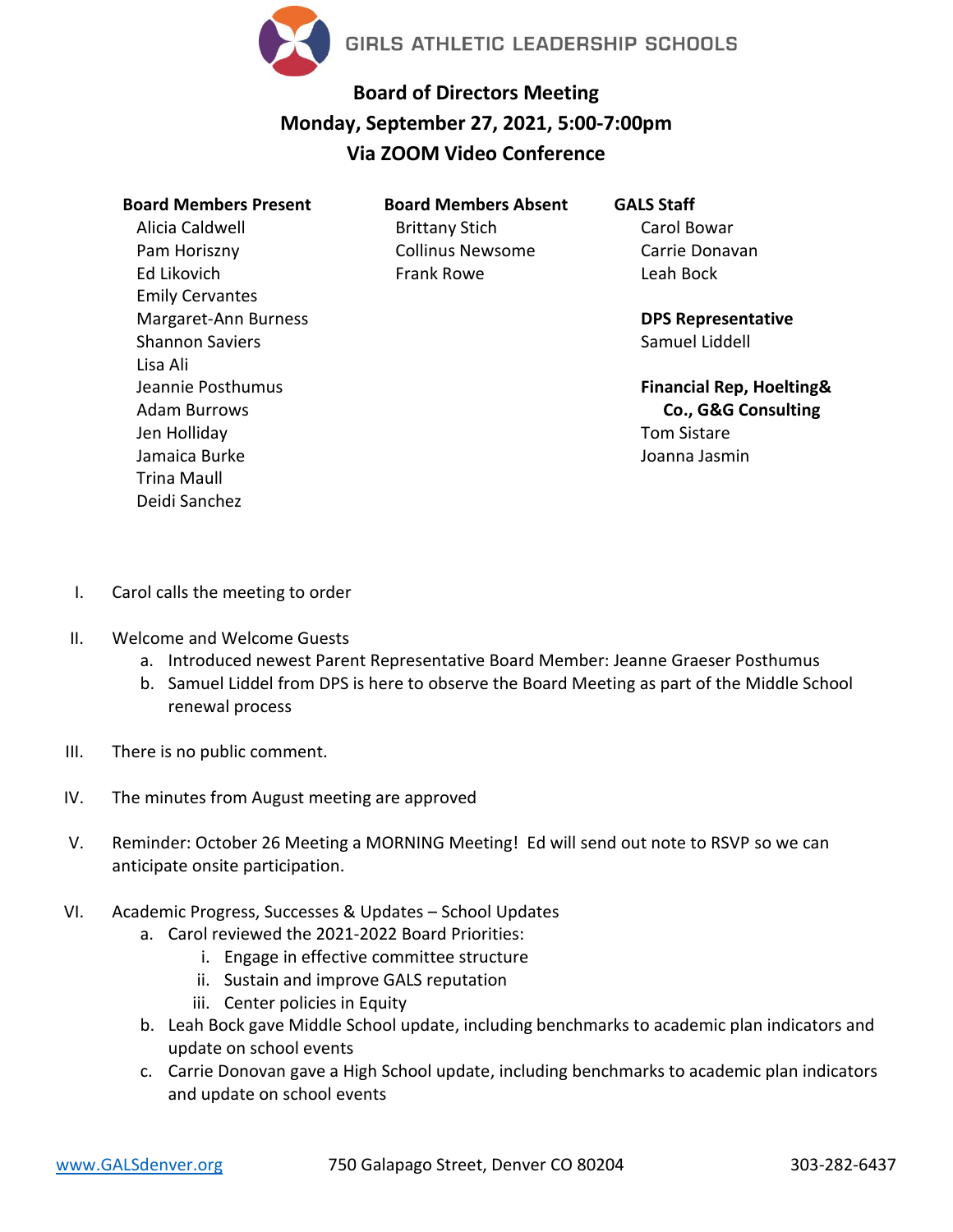GIRLS ATHLETIC LEADERSHIP SCHOOLS

# Board of Directors Meeting
## Monday, September 27, 2021, 5:00-7:00pm
## Via ZOOM Video Conference

**Board Members Present**
Alicia Caldwell
Pam Horiszny
Ed Likovich
Emily Cervantes
Margaret-Ann Burness
Shannon Saviers
Lisa Ali
Jeannie Posthumus
Adam Burrows
Jen Holliday
Jamaica Burke
Trina Maull
Deidi Sanchez

**Board Members Absent**
Brittany Stich
Collinus Newsome
Frank Rowe

**GALS Staff**
Carol Bowar
Carrie Donavan
Leah Bock

**DPS Representative**
Samuel Liddell

**Financial Rep, Hoelting& Co., G&G Consulting**
Tom Sistare
Joanna Jasmin

I. Carol calls the meeting to order

II. Welcome and Welcome Guests
   a. Introduced newest Parent Representative Board Member: Jeanne Graeser Posthumus
   b. Samuel Liddel from DPS is here to observe the Board Meeting as part of the Middle School renewal process

III. There is no public comment.

IV. The minutes from August meeting are approved

V. Reminder: October 26 Meeting a MORNING Meeting! Ed will send out note to RSVP so we can anticipate onsite participation.

VI. Academic Progress, Successes & Updates – School Updates
   a. Carol reviewed the 2021-2022 Board Priorities:
      i. Engage in effective committee structure
      ii. Sustain and improve GALS reputation
      iii. Center policies in Equity
   b. Leah Bock gave Middle School update, including benchmarks to academic plan indicators and update on school events
   c. Carrie Donovan gave a High School update, including benchmarks to academic plan indicators and update on school events

www.GALSdenver.org 750 Galapago Street, Denver CO 80204 303-282-6437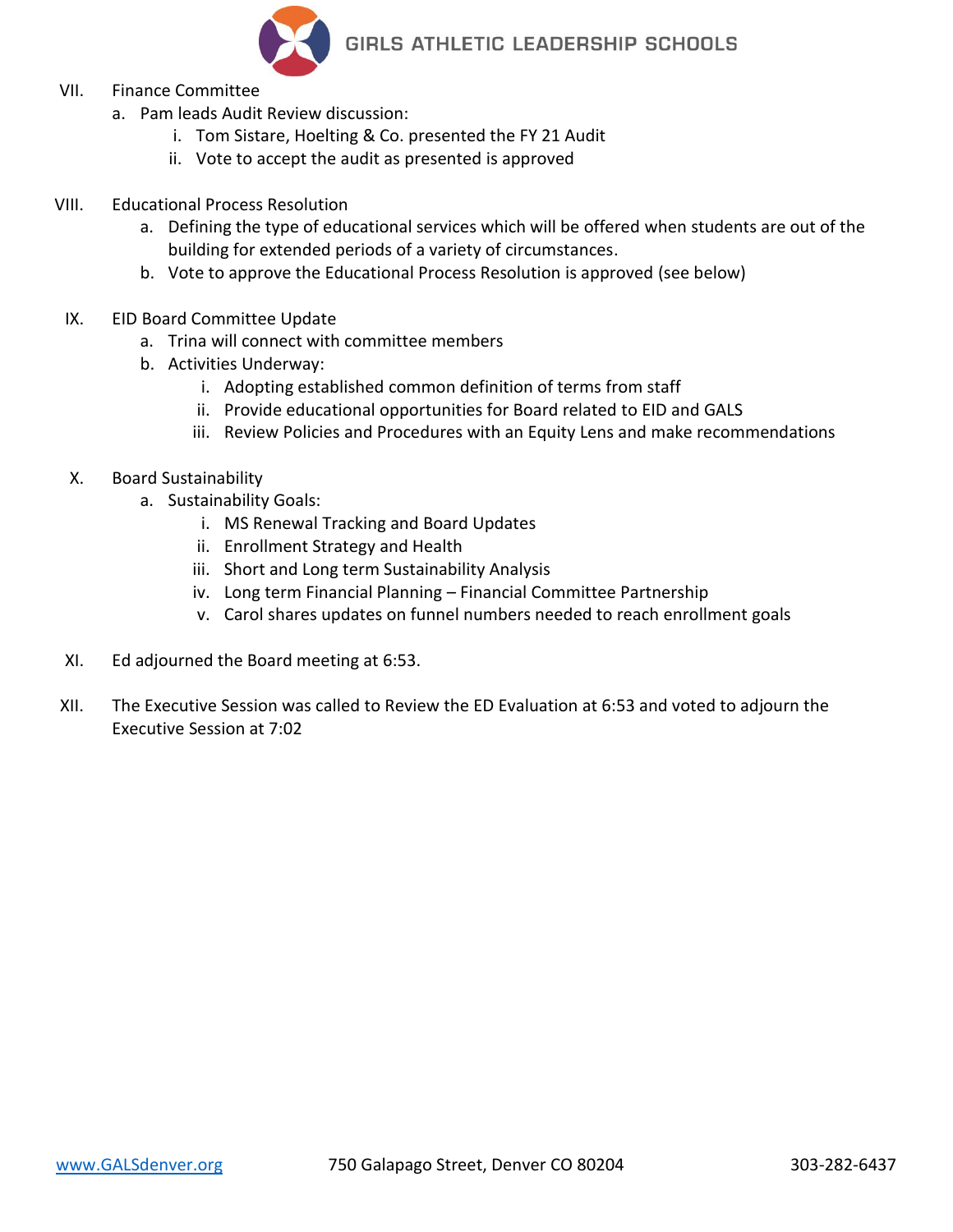VII. Finance Committee
   a. Pam leads Audit Review discussion:
      i. Tom Sistare, Hoelting & Co. presented the FY 21 Audit
      ii. Vote to accept the audit as presented is approved

VIII. Educational Process Resolution
   a. Defining the type of educational services which will be offered when students are out of the building for extended periods of a variety of circumstances.
   b. Vote to approve the Educational Process Resolution is approved (see below)

IX. EID Board Committee Update
   a. Trina will connect with committee members
   b. Activities Underway:
      i. Adopting established common definition of terms from staff
      ii. Provide educational opportunities for Board related to EID and GALS
      iii. Review Policies and Procedures with an Equity Lens and make recommendations

X. Board Sustainability
   a. Sustainability Goals:
      i. MS Renewal Tracking and Board Updates
      ii. Enrollment Strategy and Health
      iii. Short and Long term Sustainability Analysis
      iv. Long term Financial Planning – Financial Committee Partnership
      v. Carol shares updates on funnel numbers needed to reach enrollment goals

XI. Ed adjourned the Board meeting at 6:53.

XII. The Executive Session was called to Review the ED Evaluation at 6:53 and voted to adjourn the Executive Session at 7:02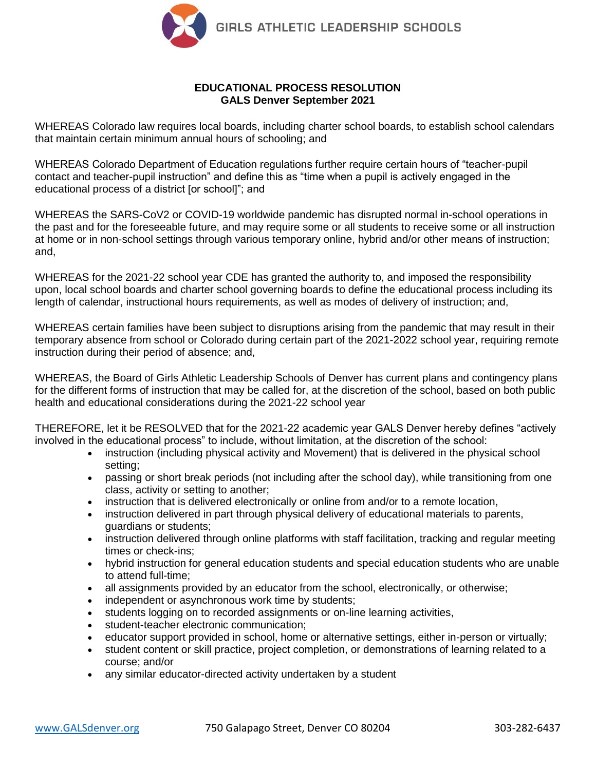**EDUCATIONAL PROCESS RESOLUTION**
**GALS Denver September 2021**

WHEREAS Colorado law requires local boards, including charter school boards, to establish school calendars that maintain certain minimum annual hours of schooling; and

WHEREAS Colorado Department of Education regulations further require certain hours of "teacher-pupil contact and teacher-pupil instruction" and define this as "time when a pupil is actively engaged in the educational process of a district [or school]"; and

WHEREAS the SARS-CoV2 or COVID-19 worldwide pandemic has disrupted normal in-school operations in the past and for the foreseeable future, and may require some or all students to receive some or all instruction at home or in non-school settings through various temporary online, hybrid and/or other means of instruction; and,

WHEREAS for the 2021-22 school year CDE has granted the authority to, and imposed the responsibility upon, local school boards and charter school governing boards to define the educational process including its length of calendar, instructional hours requirements, as well as modes of delivery of instruction; and,

WHEREAS certain families have been subject to disruptions arising from the pandemic that may result in their temporary absence from school or Colorado during certain part of the 2021-2022 school year, requiring remote instruction during their period of absence; and,

WHEREAS, the Board of Girls Athletic Leadership Schools of Denver has current plans and contingency plans for the different forms of instruction that may be called for, at the discretion of the school, based on both public health and educational considerations during the 2021-22 school year

THEREFORE, let it be RESOLVED that for the 2021-22 academic year GALS Denver hereby defines "actively involved in the educational process" to include, without limitation, at the discretion of the school:

- instruction (including physical activity and Movement) that is delivered in the physical school setting;
- passing or short break periods (not including after the school day), while transitioning from one class, activity or setting to another;
- instruction that is delivered electronically or online from and/or to a remote location,
- instruction delivered in part through physical delivery of educational materials to parents, guardians or students;
- instruction delivered through online platforms with staff facilitation, tracking and regular meeting times or check-ins;
- hybrid instruction for general education students and special education students who are unable to attend full-time;
- all assignments provided by an educator from the school, electronically, or otherwise;
- independent or asynchronous work time by students;
- students logging on to recorded assignments or on-line learning activities,
- student-teacher electronic communication;
- educator support provided in school, home or alternative settings, either in-person or virtually;
- student content or skill practice, project completion, or demonstrations of learning related to a course; and/or
- any similar educator-directed activity undertaken by a student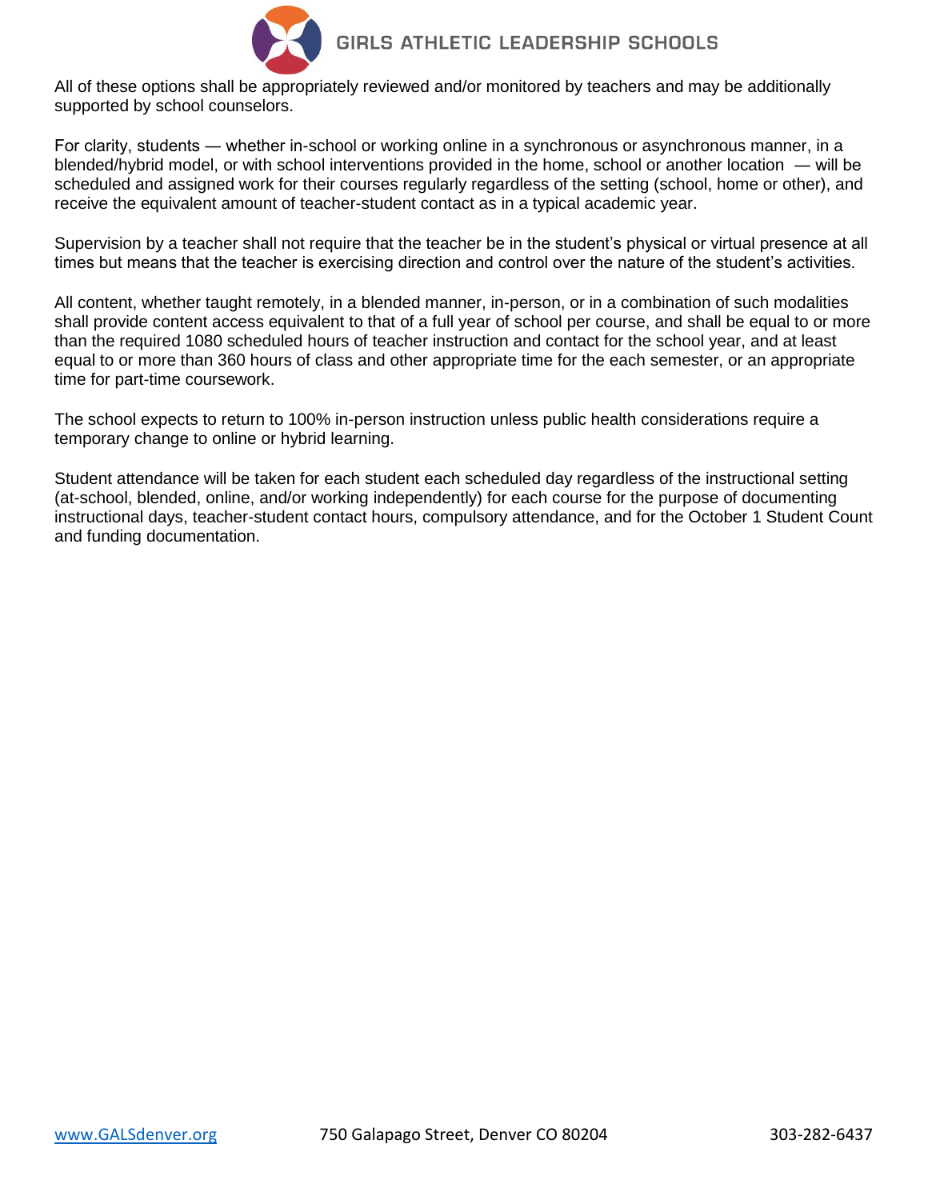All of these options shall be appropriately reviewed and/or monitored by teachers and may be additionally supported by school counselors.

For clarity, students — whether in-school or working online in a synchronous or asynchronous manner, in a blended/hybrid model, or with school interventions provided in the home, school or another location — will be scheduled and assigned work for their courses regularly regardless of the setting (school, home or other), and receive the equivalent amount of teacher-student contact as in a typical academic year.

Supervision by a teacher shall not require that the teacher be in the student's physical or virtual presence at all times but means that the teacher is exercising direction and control over the nature of the student's activities.

All content, whether taught remotely, in a blended manner, in-person, or in a combination of such modalities shall provide content access equivalent to that of a full year of school per course, and shall be equal to or more than the required 1080 scheduled hours of teacher instruction and contact for the school year, and at least equal to or more than 360 hours of class and other appropriate time for the each semester, or an appropriate time for part-time coursework.

The school expects to return to 100% in-person instruction unless public health considerations require a temporary change to online or hybrid learning.

Student attendance will be taken for each student each scheduled day regardless of the instructional setting (at-school, blended, online, and/or working independently) for each course for the purpose of documenting instructional days, teacher-student contact hours, compulsory attendance, and for the October 1 Student Count and funding documentation.